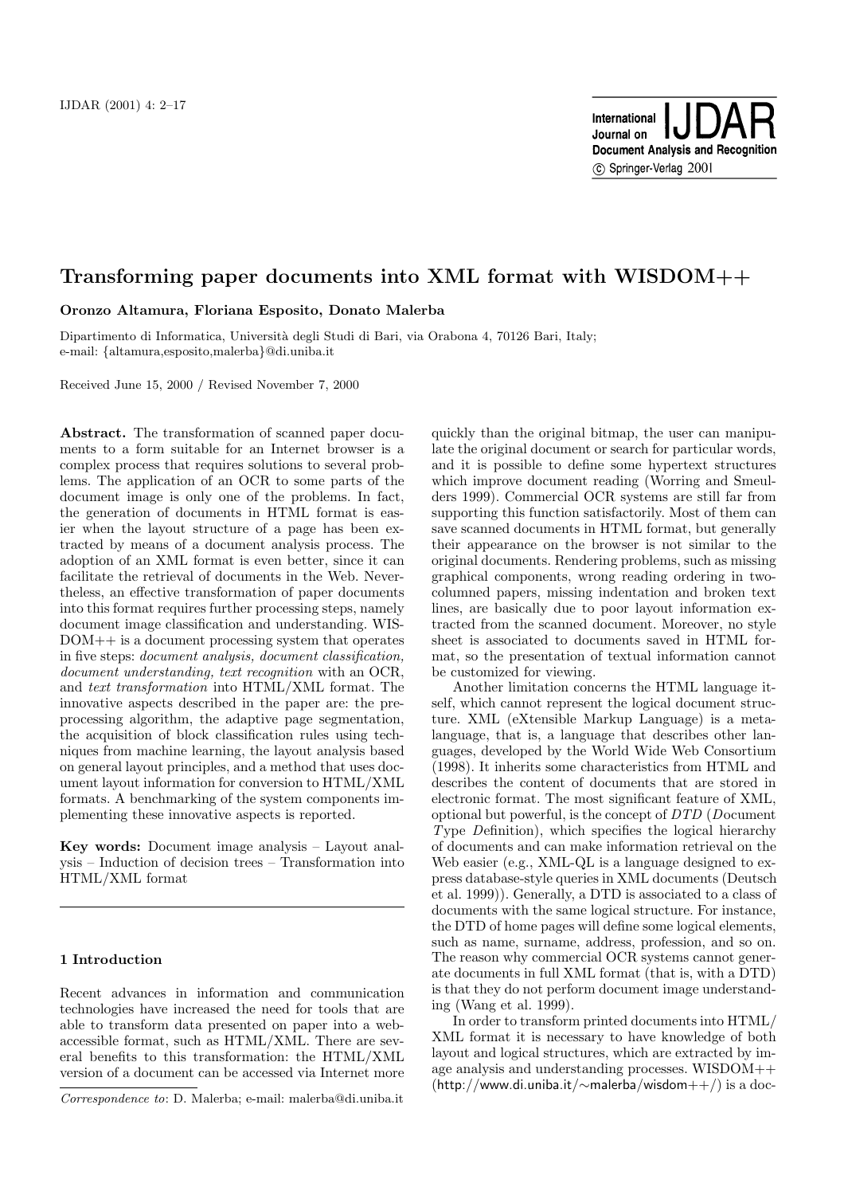# Transforming paper documents into XML format with WISDOM++

**Oronzo Altamura, Floriana Esposito, Donato Malerba**

Dipartimento di Informatica, Università degli Studi di Bari, via Orabona 4, 70126 Bari, Italy; e-mail: {altamura,esposito,malerba}@di.uniba.it

Received June 15, 2000 / Revised November 7, 2000

**Abstract.** The transformation of scanned paper documents to a form suitable for an Internet browser is a complex process that requires solutions to several problems. The application of an OCR to some parts of the document image is only one of the problems. In fact, the generation of documents in HTML format is easier when the layout structure of a page has been extracted by means of a document analysis process. The adoption of an XML format is even better, since it can facilitate the retrieval of documents in the Web. Nevertheless, an effective transformation of paper documents into this format requires further processing steps, namely document image classification and understanding. WISDOM++ is a document processing system that operates in five steps: *document analysis, document classification, document understanding, text recognition* with an OCR, and *text transformation* into HTML/XML format. The innovative aspects described in the paper are: the preprocessing algorithm, the adaptive page segmentation, the acquisition of block classification rules using techniques from machine learning, the layout analysis based on general layout principles, and a method that uses document layout information for conversion to HTML/XML formats. A benchmarking of the system components implementing these innovative aspects is reported.

**Key words:** Document image analysis – Layout analysis – Induction of decision trees – Transformation into HTML/XML format

## 1 Introduction

Recent advances in information and communication technologies have increased the need for tools that are able to transform data presented on paper into a web-accessible format, such as HTML/XML. There are several benefits to this transformation: the HTML/XML version of a document can be accessed via Internet more quickly than the original bitmap, the user can manipulate the original document or search for particular words, and it is possible to define some hypertext structures which improve document reading (Worring and Smeulders 1999). Commercial OCR systems are still far from supporting this function satisfactorily. Most of them can save scanned documents in HTML format, but generally their appearance on the browser is not similar to the original documents. Rendering problems, such as missing graphical components, wrong reading ordering in two-columned papers, missing indentation and broken text lines, are basically due to poor layout information extracted from the scanned document. Moreover, no style sheet is associated to documents saved in HTML format, so the presentation of textual information cannot be customized for viewing.

Another limitation concerns the HTML language itself, which cannot represent the logical document structure. XML (eXtensible Markup Language) is a metalanguage, that is, a language that describes other languages, developed by the World Wide Web Consortium (1998). It inherits some characteristics from HTML and describes the content of documents that are stored in electronic format. The most significant feature of XML, optional but powerful, is the concept of *DTD* (*D*ocument *T*ype *D*efinition), which specifies the logical hierarchy of documents and can make information retrieval on the Web easier (e.g., XML-QL is a language designed to express database-style queries in XML documents (Deutsch et al. 1999)). Generally, a DTD is associated to a class of documents with the same logical structure. For instance, the DTD of home pages will define some logical elements, such as name, surname, address, profession, and so on. The reason why commercial OCR systems cannot generate documents in full XML format (that is, with a DTD) is that they do not perform document image understanding (Wang et al. 1999).

In order to transform printed documents into HTML/XML format it is necessary to have knowledge of both layout and logical structures, which are extracted by image analysis and understanding processes. WISDOM++ (http://www.di.uniba.it/∼malerba/wisdom++/) is a doc-

*Correspondence to*: D. Malerba; e-mail: malerba@di.uniba.it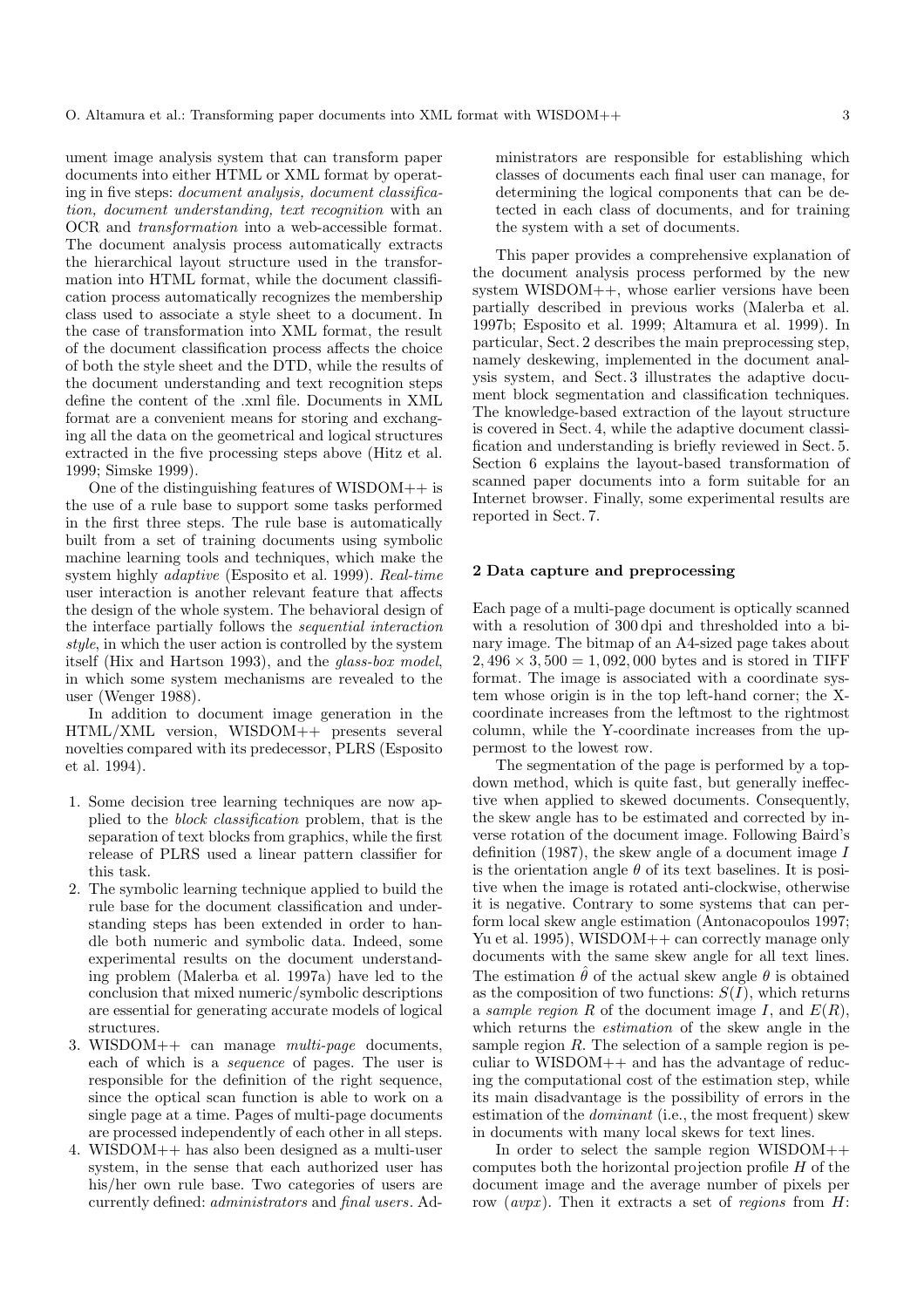ument image analysis system that can transform paper documents into either HTML or XML format by operating in five steps: *document analysis, document classification, document understanding, text recognition* with an OCR and *transformation* into a web-accessible format. The document analysis process automatically extracts the hierarchical layout structure used in the transformation into HTML format, while the document classification process automatically recognizes the membership class used to associate a style sheet to a document. In the case of transformation into XML format, the result of the document classification process affects the choice of both the style sheet and the DTD, while the results of the document understanding and text recognition steps define the content of the .xml file. Documents in XML format are a convenient means for storing and exchanging all the data on the geometrical and logical structures extracted in the five processing steps above (Hitz et al. 1999; Simske 1999).

One of the distinguishing features of WISDOM++ is the use of a rule base to support some tasks performed in the first three steps. The rule base is automatically built from a set of training documents using symbolic machine learning tools and techniques, which make the system highly *adaptive* (Esposito et al. 1999). *Real-time* user interaction is another relevant feature that affects the design of the whole system. The behavioral design of the interface partially follows the *sequential interaction style*, in which the user action is controlled by the system itself (Hix and Hartson 1993), and the *glass-box model*, in which some system mechanisms are revealed to the user (Wenger 1988).

In addition to document image generation in the HTML/XML version, WISDOM++ presents several novelties compared with its predecessor, PLRS (Esposito et al. 1994).

1. Some decision tree learning techniques are now applied to the *block classification* problem, that is the separation of text blocks from graphics, while the first release of PLRS used a linear pattern classifier for this task.
2. The symbolic learning technique applied to build the rule base for the document classification and understanding steps has been extended in order to handle both numeric and symbolic data. Indeed, some experimental results on the document understanding problem (Malerba et al. 1997a) have led to the conclusion that mixed numeric/symbolic descriptions are essential for generating accurate models of logical structures.
3. WISDOM++ can manage *multi-page* documents, each of which is a *sequence* of pages. The user is responsible for the definition of the right sequence, since the optical scan function is able to work on a single page at a time. Pages of multi-page documents are processed independently of each other in all steps.
4. WISDOM++ has also been designed as a multi-user system, in the sense that each authorized user has his/her own rule base. Two categories of users are currently defined: *administrators* and *final users*. Administrators are responsible for establishing which classes of documents each final user can manage, for determining the logical components that can be detected in each class of documents, and for training the system with a set of documents.

This paper provides a comprehensive explanation of the document analysis process performed by the new system WISDOM++, whose earlier versions have been partially described in previous works (Malerba et al. 1997b; Esposito et al. 1999; Altamura et al. 1999). In particular, Sect. 2 describes the main preprocessing step, namely deskewing, implemented in the document analysis system, and Sect. 3 illustrates the adaptive document block segmentation and classification techniques. The knowledge-based extraction of the layout structure is covered in Sect. 4, while the adaptive document classification and understanding is briefly reviewed in Sect. 5. Section 6 explains the layout-based transformation of scanned paper documents into a form suitable for an Internet browser. Finally, some experimental results are reported in Sect. 7.

## 2 Data capture and preprocessing

Each page of a multi-page document is optically scanned with a resolution of 300 dpi and thresholded into a binary image. The bitmap of an A4-sized page takes about $2,496 \times 3,500 = 1,092,000$ bytes and is stored in TIFF format. The image is associated with a coordinate system whose origin is in the top left-hand corner; the X-coordinate increases from the leftmost to the rightmost column, while the Y-coordinate increases from the uppermost to the lowest row.

The segmentation of the page is performed by a top-down method, which is quite fast, but generally ineffective when applied to skewed documents. Consequently, the skew angle has to be estimated and corrected by inverse rotation of the document image. Following Baird's definition (1987), the skew angle of a document image $I$ is the orientation angle $\theta$ of its text baselines. It is positive when the image is rotated anti-clockwise, otherwise it is negative. Contrary to some systems that can perform local skew angle estimation (Antonacopoulos 1997; Yu et al. 1995), WISDOM++ can correctly manage only documents with the same skew angle for all text lines. The estimation $\hat{\theta}$ of the actual skew angle $\theta$ is obtained as the composition of two functions: $S(I)$, which returns a *sample region* $R$ of the document image $I$, and $E(R)$, which returns the *estimation* of the skew angle in the sample region $R$. The selection of a sample region is peculiar to WISDOM++ and has the advantage of reducing the computational cost of the estimation step, while its main disadvantage is the possibility of errors in the estimation of the *dominant* (i.e., the most frequent) skew in documents with many local skews for text lines.

In order to select the sample region WISDOM++ computes both the horizontal projection profile $H$ of the document image and the average number of pixels per row ($avpx$). Then it extracts a set of *regions* from $H$: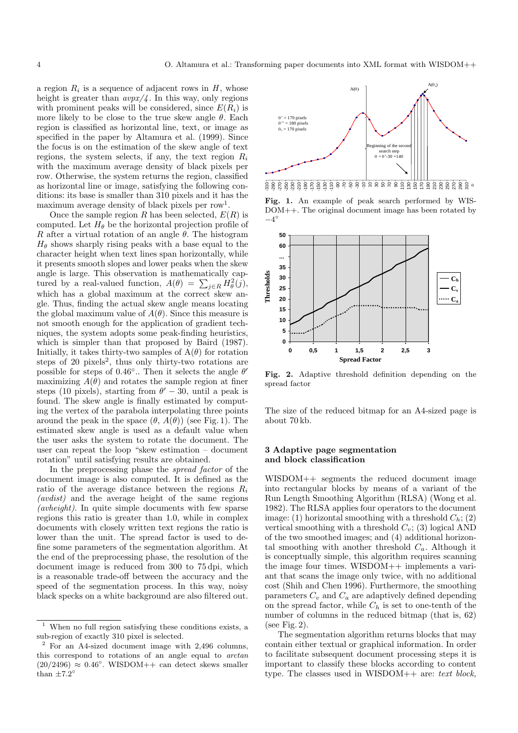a region $R_i$ is a sequence of adjacent rows in $H$, whose height is greater than *avpx/4*. In this way, only regions with prominent peaks will be considered, since $E(R_i)$ is more likely to be close to the true skew angle $\theta$. Each region is classified as horizontal line, text, or image as specified in the paper by Altamura et al. (1999). Since the focus is on the estimation of the skew angle of text regions, the system selects, if any, the text region $R_i$ with the maximum average density of black pixels per row. Otherwise, the system returns the region, classified as horizontal line or image, satisfying the following conditions: its base is smaller than 310 pixels and it has the maximum average density of black pixels per row[1].

Once the sample region $R$ has been selected, $E(R)$ is computed. Let $H_\theta$ be the horizontal projection profile of $R$ after a virtual rotation of an angle $\theta$. The histogram $H_\theta$ shows sharply rising peaks with a base equal to the character height when text lines span horizontally, while it presents smooth slopes and lower peaks when the skew angle is large. This observation is mathematically captured by a real-valued function, $A(\theta) = \sum_{j \in R} H_\theta^2(j)$, which has a global maximum at the correct skew angle. Thus, finding the actual skew angle means locating the global maximum value of $A(\theta)$. Since this measure is not smooth enough for the application of gradient techniques, the system adopts some peak-finding heuristics, which is simpler than that proposed by Baird (1987). Initially, it takes thirty-two samples of $A(\theta)$ for rotation steps of 20 pixels[2], thus only thirty-two rotations are possible for steps of $0.46°$.. Then it selects the angle $\theta'$ maximizing $A(\theta)$ and rotates the sample region at finer steps (10 pixels), starting from $\theta' - 30$, until a peak is found. The skew angle is finally estimated by computing the vertex of the parabola interpolating three points around the peak in the space $(\theta,\ A(\theta))$ (see Fig. 1). The estimated skew angle is used as a default value when the user asks the system to rotate the document. The user can repeat the loop "skew estimation – document rotation" until satisfying results are obtained.

In the preprocessing phase the *spread factor* of the document image is also computed. It is defined as the ratio of the average distance between the regions $R_i$ *(avdist)* and the average height of the same regions *(avheight)*. In quite simple documents with few sparse regions this ratio is greater than 1.0, while in complex documents with closely written text regions the ratio is lower than the unit. The spread factor is used to define some parameters of the segmentation algorithm. At the end of the preprocessing phase, the resolution of the document image is reduced from 300 to 75 dpi, which is a reasonable trade-off between the accuracy and the speed of the segmentation process. In this way, noisy black specks on a white background are also filtered out.

[1] When no full region satisfying these conditions exists, a sub-region of exactly 310 pixel is selected.

[2] For an A4-sized document image with 2,496 columns, this correspond to rotations of an angle equal to *arctan* $(20/2496) \approx 0.46°$. WISDOM++ can detect skews smaller than $\pm 7.2°$

**Fig. 1.** An example of peak search performed by WISDOM++. The original document image has been rotated by $-4°$

**Fig. 2.** Adaptive threshold definition depending on the spread factor

The size of the reduced bitmap for an A4-sized page is about 70 kb.

## 3 Adaptive page segmentation and block classification

WISDOM++ segments the reduced document image into rectangular blocks by means of a variant of the Run Length Smoothing Algorithm (RLSA) (Wong et al. 1982). The RLSA applies four operators to the document image: (1) horizontal smoothing with a threshold $C_h$; (2) vertical smoothing with a threshold $C_v$; (3) logical AND of the two smoothed images; and (4) additional horizontal smoothing with another threshold $C_a$. Although it is conceptually simple, this algorithm requires scanning the image four times. WISDOM++ implements a variant that scans the image only twice, with no additional cost (Shih and Chen 1996). Furthermore, the smoothing parameters $C_v$ and $C_a$ are adaptively defined depending on the spread factor, while $C_h$ is set to one-tenth of the number of columns in the reduced bitmap (that is, 62) (see Fig. 2).

The segmentation algorithm returns blocks that may contain either textual or graphical information. In order to facilitate subsequent document processing steps it is important to classify these blocks according to content type. The classes used in WISDOM++ are: *text block,*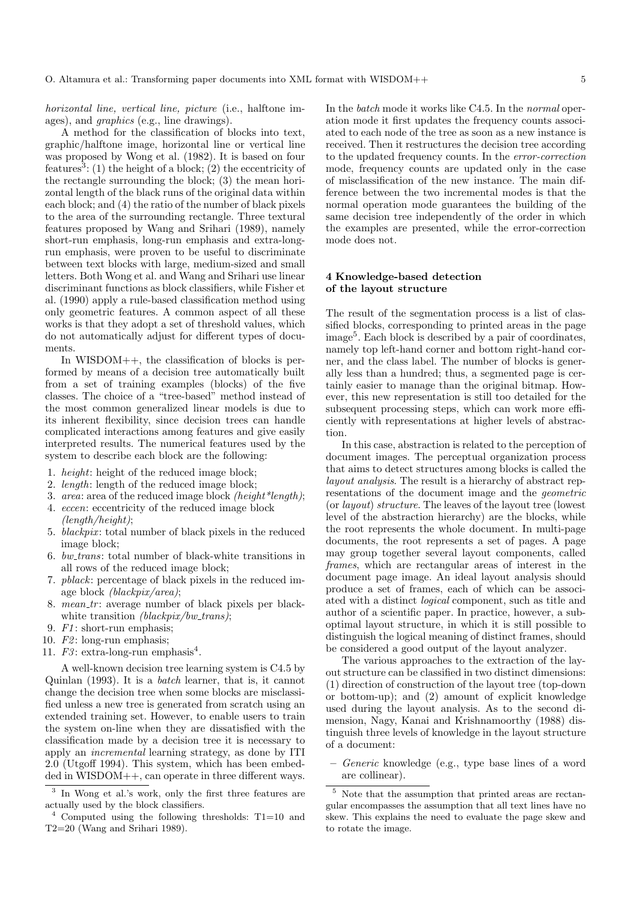*horizontal line, vertical line, picture* (i.e., halftone images), and *graphics* (e.g., line drawings).

A method for the classification of blocks into text, graphic/halftone image, horizontal line or vertical line was proposed by Wong et al. (1982). It is based on four features[3]: (1) the height of a block; (2) the eccentricity of the rectangle surrounding the block; (3) the mean horizontal length of the black runs of the original data within each block; and (4) the ratio of the number of black pixels to the area of the surrounding rectangle. Three textural features proposed by Wang and Srihari (1989), namely short-run emphasis, long-run emphasis and extra-long-run emphasis, were proven to be useful to discriminate between text blocks with large, medium-sized and small letters. Both Wong et al. and Wang and Srihari use linear discriminant functions as block classifiers, while Fisher et al. (1990) apply a rule-based classification method using only geometric features. A common aspect of all these works is that they adopt a set of threshold values, which do not automatically adjust for different types of documents.

In WISDOM++, the classification of blocks is performed by means of a decision tree automatically built from a set of training examples (blocks) of the five classes. The choice of a "tree-based" method instead of the most common generalized linear models is due to its inherent flexibility, since decision trees can handle complicated interactions among features and give easily interpreted results. The numerical features used by the system to describe each block are the following:

1. *height*: height of the reduced image block;
2. *length*: length of the reduced image block;
3. *area*: area of the reduced image block *(height\*length)*;
4. *eccen*: eccentricity of the reduced image block *(length/height)*;
5. *blackpix*: total number of black pixels in the reduced image block;
6. *bw_trans*: total number of black-white transitions in all rows of the reduced image block;
7. *pblack*: percentage of black pixels in the reduced image block *(blackpix/area)*;
8. *mean_tr*: average number of black pixels per black-white transition *(blackpix/bw_trans)*;
9. *F1*: short-run emphasis;
10. *F2*: long-run emphasis;
11. *F3*: extra-long-run emphasis[4].

A well-known decision tree learning system is C4.5 by Quinlan (1993). It is a *batch* learner, that is, it cannot change the decision tree when some blocks are misclassified unless a new tree is generated from scratch using an extended training set. However, to enable users to train the system on-line when they are dissatisfied with the classification made by a decision tree it is necessary to apply an *incremental* learning strategy, as done by ITI 2.0 (Utgoff 1994). This system, which has been embedded in WISDOM++, can operate in three different ways. In the *batch* mode it works like C4.5. In the *normal* operation mode it first updates the frequency counts associated to each node of the tree as soon as a new instance is received. Then it restructures the decision tree according to the updated frequency counts. In the *error-correction* mode, frequency counts are updated only in the case of misclassification of the new instance. The main difference between the two incremental modes is that the normal operation mode guarantees the building of the same decision tree independently of the order in which the examples are presented, while the error-correction mode does not.

[3] In Wong et al.'s work, only the first three features are actually used by the block classifiers.

[4] Computed using the following thresholds: T1=10 and T2=20 (Wang and Srihari 1989).

## 4 Knowledge-based detection of the layout structure

The result of the segmentation process is a list of classified blocks, corresponding to printed areas in the page image[5]. Each block is described by a pair of coordinates, namely top left-hand corner and bottom right-hand corner, and the class label. The number of blocks is generally less than a hundred; thus, a segmented page is certainly easier to manage than the original bitmap. However, this new representation is still too detailed for the subsequent processing steps, which can work more efficiently with representations at higher levels of abstraction.

In this case, abstraction is related to the perception of document images. The perceptual organization process that aims to detect structures among blocks is called the *layout analysis*. The result is a hierarchy of abstract representations of the document image and the *geometric* (or *layout*) *structure*. The leaves of the layout tree (lowest level of the abstraction hierarchy) are the blocks, while the root represents the whole document. In multi-page documents, the root represents a set of pages. A page may group together several layout components, called *frames*, which are rectangular areas of interest in the document page image. An ideal layout analysis should produce a set of frames, each of which can be associated with a distinct *logical* component, such as title and author of a scientific paper. In practice, however, a sub-optimal layout structure, in which it is still possible to distinguish the logical meaning of distinct frames, should be considered a good output of the layout analyzer.

The various approaches to the extraction of the layout structure can be classified in two distinct dimensions: (1) direction of construction of the layout tree (top-down or bottom-up); and (2) amount of explicit knowledge used during the layout analysis. As to the second dimension, Nagy, Kanai and Krishnamoorthy (1988) distinguish three levels of knowledge in the layout structure of a document:

- *Generic* knowledge (e.g., type base lines of a word are collinear).

[5] Note that the assumption that printed areas are rectangular encompasses the assumption that all text lines have no skew. This explains the need to evaluate the page skew and to rotate the image.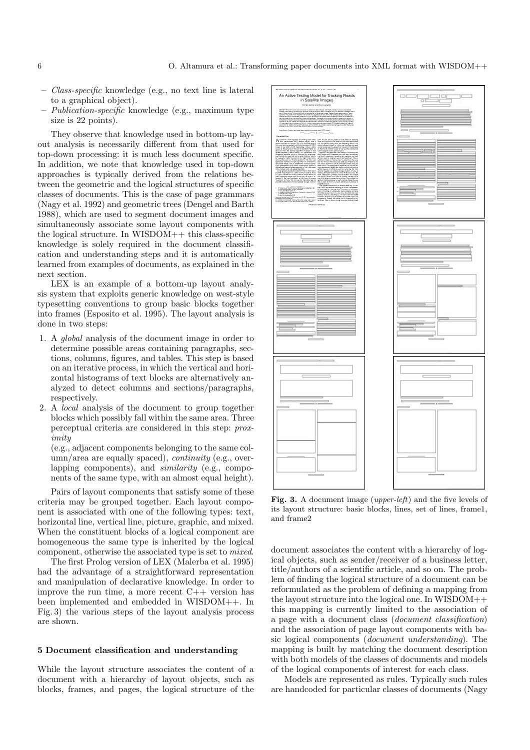– *Class-specific* knowledge (e.g., no text line is lateral to a graphical object).
– *Publication-specific* knowledge (e.g., maximum type size is 22 points).

They observe that knowledge used in bottom-up layout analysis is necessarily different from that used for top-down processing: it is much less document specific. In addition, we note that knowledge used in top-down approaches is typically derived from the relations between the geometric and the logical structures of specific classes of documents. This is the case of page grammars (Nagy et al. 1992) and geometric trees (Dengel and Barth 1988), which are used to segment document images and simultaneously associate some layout components with the logical structure. In WISDOM++ this class-specific knowledge is solely required in the document classification and understanding steps and it is automatically learned from examples of documents, as explained in the next section.

LEX is an example of a bottom-up layout analysis system that exploits generic knowledge on west-style typesetting conventions to group basic blocks together into frames (Esposito et al. 1995). The layout analysis is done in two steps:

1. A *global* analysis of the document image in order to determine possible areas containing paragraphs, sections, columns, figures, and tables. This step is based on an iterative process, in which the vertical and horizontal histograms of text blocks are alternatively analyzed to detect columns and sections/paragraphs, respectively.
2. A *local* analysis of the document to group together blocks which possibly fall within the same area. Three perceptual criteria are considered in this step: *proximity* (e.g., adjacent components belonging to the same column/area are equally spaced), *continuity* (e.g., overlapping components), and *similarity* (e.g., components of the same type, with an almost equal height).

Pairs of layout components that satisfy some of these criteria may be grouped together. Each layout component is associated with one of the following types: text, horizontal line, vertical line, picture, graphic, and mixed. When the constituent blocks of a logical component are homogeneous the same type is inherited by the logical component, otherwise the associated type is set to *mixed*.

The first Prolog version of LEX (Malerba et al. 1995) had the advantage of a straightforward representation and manipulation of declarative knowledge. In order to improve the run time, a more recent C++ version has been implemented and embedded in WISDOM++. In Fig. 3) the various steps of the layout analysis process are shown.

**Fig. 3.** A document image (*upper-left*) and the five levels of its layout structure: basic blocks, lines, set of lines, frame1, and frame2

## 5 Document classification and understanding

While the layout structure associates the content of a document with a hierarchy of layout objects, such as blocks, frames, and pages, the logical structure of the document associates the content with a hierarchy of logical objects, such as sender/receiver of a business letter, title/authors of a scientific article, and so on. The problem of finding the logical structure of a document can be reformulated as the problem of defining a mapping from the layout structure into the logical one. In WISDOM++ this mapping is currently limited to the association of a page with a document class (*document classification*) and the association of page layout components with basic logical components (*document understanding*). The mapping is built by matching the document description with both models of the classes of documents and models of the logical components of interest for each class.

Models are represented as rules. Typically such rules are handcoded for particular classes of documents (Nagy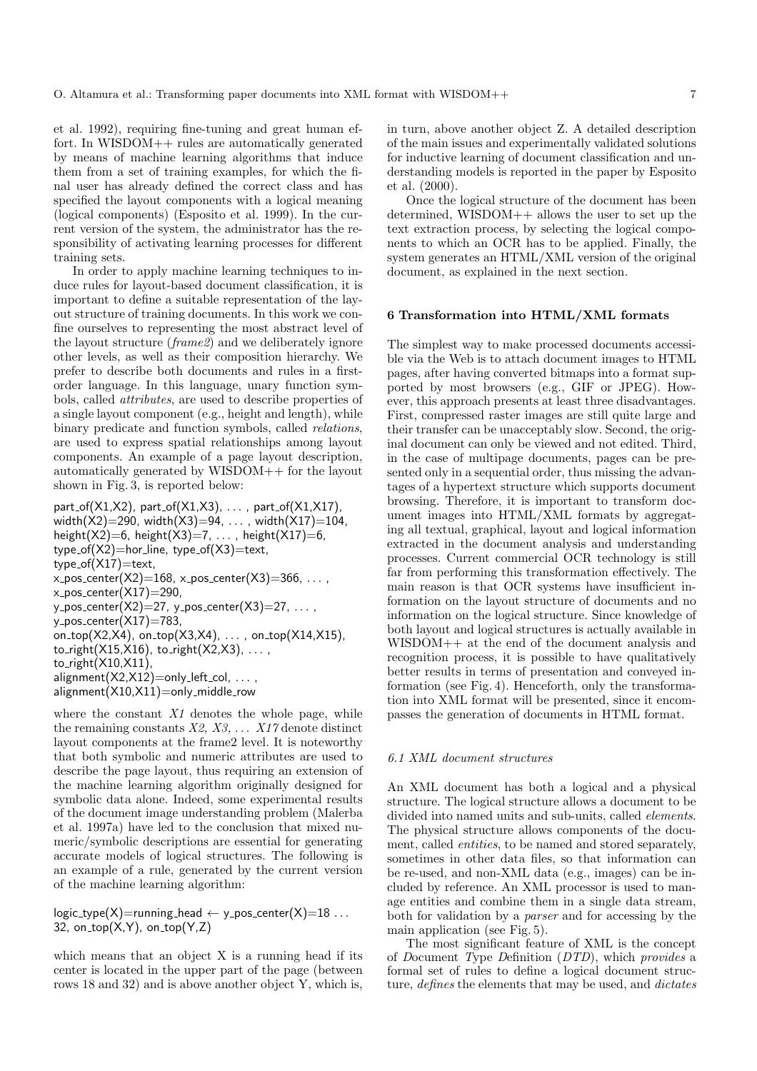et al. 1992), requiring fine-tuning and great human effort. In WISDOM++ rules are automatically generated by means of machine learning algorithms that induce them from a set of training examples, for which the final user has already defined the correct class and has specified the layout components with a logical meaning (logical components) (Esposito et al. 1999). In the current version of the system, the administrator has the responsibility of activating learning processes for different training sets.

In order to apply machine learning techniques to induce rules for layout-based document classification, it is important to define a suitable representation of the layout structure of training documents. In this work we confine ourselves to representing the most abstract level of the layout structure (*frame2*) and we deliberately ignore other levels, as well as their composition hierarchy. We prefer to describe both documents and rules in a first-order language. In this language, unary function symbols, called *attributes*, are used to describe properties of a single layout component (e.g., height and length), while binary predicate and function symbols, called *relations*, are used to express spatial relationships among layout components. An example of a page layout description, automatically generated by WISDOM++ for the layout shown in Fig. 3, is reported below:

```
part_of(X1,X2), part_of(X1,X3), ... , part_of(X1,X17),
width(X2)=290, width(X3)=94, ... , width(X17)=104,
height(X2)=6, height(X3)=7, ... , height(X17)=6,
type_of(X2)=hor_line, type_of(X3)=text,
type_of(X17)=text,
x_pos_center(X2)=168, x_pos_center(X3)=366, ... ,
x_pos_center(X17)=290,
y_pos_center(X2)=27, y_pos_center(X3)=27, ... ,
y_pos_center(X17)=783,
on_top(X2,X4), on_top(X3,X4), ... , on_top(X14,X15),
to_right(X15,X16), to_right(X2,X3), ... ,
to_right(X10,X11),
alignment(X2,X12)=only_left_col, ... ,
alignment(X10,X11)=only_middle_row
```

where the constant *X1* denotes the whole page, while the remaining constants *X2, X3, ... X17* denote distinct layout components at the frame2 level. It is noteworthy that both symbolic and numeric attributes are used to describe the page layout, thus requiring an extension of the machine learning algorithm originally designed for symbolic data alone. Indeed, some experimental results of the document image understanding problem (Malerba et al. 1997a) have led to the conclusion that mixed numeric/symbolic descriptions are essential for generating accurate models of logical structures. The following is an example of a rule, generated by the current version of the machine learning algorithm:

```
logic_type(X)=running_head ← y_pos_center(X)=18 ...
32, on_top(X,Y), on_top(Y,Z)
```

which means that an object X is a running head if its center is located in the upper part of the page (between rows 18 and 32) and is above another object Y, which is, in turn, above another object Z. A detailed description of the main issues and experimentally validated solutions for inductive learning of document classification and understanding models is reported in the paper by Esposito et al. (2000).

Once the logical structure of the document has been determined, WISDOM++ allows the user to set up the text extraction process, by selecting the logical components to which an OCR has to be applied. Finally, the system generates an HTML/XML version of the original document, as explained in the next section.

## 6 Transformation into HTML/XML formats

The simplest way to make processed documents accessible via the Web is to attach document images to HTML pages, after having converted bitmaps into a format supported by most browsers (e.g., GIF or JPEG). However, this approach presents at least three disadvantages. First, compressed raster images are still quite large and their transfer can be unacceptably slow. Second, the original document can only be viewed and not edited. Third, in the case of multipage documents, pages can be presented only in a sequential order, thus missing the advantages of a hypertext structure which supports document browsing. Therefore, it is important to transform document images into HTML/XML formats by aggregating all textual, graphical, layout and logical information extracted in the document analysis and understanding processes. Current commercial OCR technology is still far from performing this transformation effectively. The main reason is that OCR systems have insufficient information on the layout structure of documents and no information on the logical structure. Since knowledge of both layout and logical structures is actually available in WISDOM++ at the end of the document analysis and recognition process, it is possible to have qualitatively better results in terms of presentation and conveyed information (see Fig. 4). Henceforth, only the transformation into XML format will be presented, since it encompasses the generation of documents in HTML format.

### 6.1 XML document structures

An XML document has both a logical and a physical structure. The logical structure allows a document to be divided into named units and sub-units, called *elements*. The physical structure allows components of the document, called *entities*, to be named and stored separately, sometimes in other data files, so that information can be re-used, and non-XML data (e.g., images) can be included by reference. An XML processor is used to manage entities and combine them in a single data stream, both for validation by a *parser* and for accessing by the main application (see Fig. 5).

The most significant feature of XML is the concept of *D*ocument *T*ype *D*efinition (*DTD*), which *provides* a formal set of rules to define a logical document structure, *defines* the elements that may be used, and *dictates*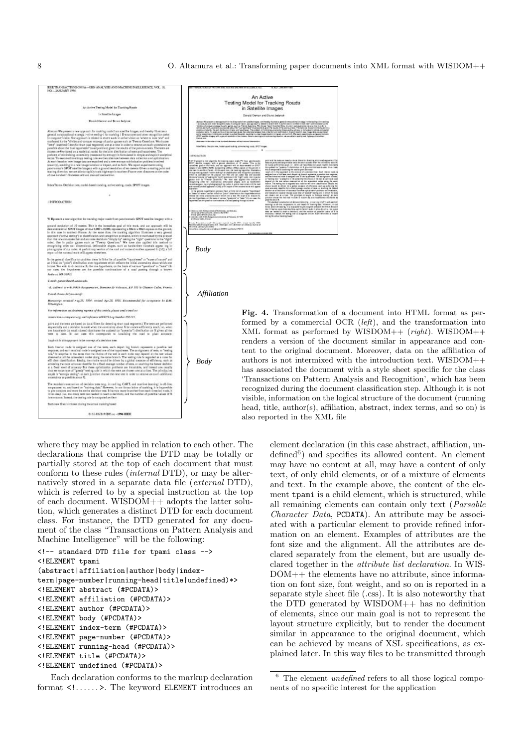Fig. 4. Transformation of a document into HTML format as performed by a commercial OCR (*left*), and the transformation into XML format as performed by WISDOM++ (*right*). WISDOM++ renders a version of the document similar in appearance and content to the original document. Moreover, data on the affiliation of authors is not intermixed with the introduction text. WISDOM++ has associated the document with a style sheet specific for the class 'Transactions on Pattern Analysis and Recognition', which has been recognized during the document classification step. Although it is not visible, information on the logical structure of the document (running head, title, author(s), affiliation, abstract, index terms, and so on) is also reported in the XML file

where they may be applied in relation to each other. The declarations that comprise the DTD may be totally or partially stored at the top of each document that must conform to these rules (*internal* DTD), or may be alternatively stored in a separate data file (*external* DTD), which is referred to by a special instruction at the top of each document. WISDOM++ adopts the latter solution, which generates a distinct DTD for each document class. For instance, the DTD generated for any document of the class "Transactions on Pattern Analysis and Machine Intelligence" will be the following:

```
<!-- standard DTD file for tpami class -->
<!ELEMENT tpami
(abstract|affiliation|author|body|index-
term|page-number|running-head|title|undefined)*>
<!ELEMENT abstract (#PCDATA)>
<!ELEMENT affiliation (#PCDATA)>
<!ELEMENT author (#PCDATA)>
<!ELEMENT body (#PCDATA)>
<!ELEMENT index-term (#PCDATA)>
<!ELEMENT page-number (#PCDATA)>
<!ELEMENT running-head (#PCDATA)>
<!ELEMENT title (#PCDATA)>
<!ELEMENT undefined (#PCDATA)>
```

Each declaration conforms to the markup declaration format `<!......>`. The keyword `ELEMENT` introduces an element declaration (in this case abstract, affiliation, undefined[6]) and specifies its allowed content. An element may have no content at all, may have a content of only text, of only child elements, or of a mixture of elements and text. In the example above, the content of the element `tpami` is a child element, which is structured, while all remaining elements can contain only text (*Parsable Character Data*, `PCDATA`). An attribute may be associated with a particular element to provide refined information on an element. Examples of attributes are the font size and the alignment. All the attributes are declared separately from the element, but are usually declared together in the *attribute list declaration*. In WISDOM++ the elements have no attribute, since information on font size, font weight, and so on is reported in a separate style sheet file (.css). It is also noteworthy that the DTD generated by WISDOM++ has no definition of elements, since our main goal is not to represent the layout structure explicitly, but to render the document similar in appearance to the original document, which can be achieved by means of XSL specifications, as explained later. In this way files to be transmitted through

[6] The element *undefined* refers to all those logical components of no specific interest for the application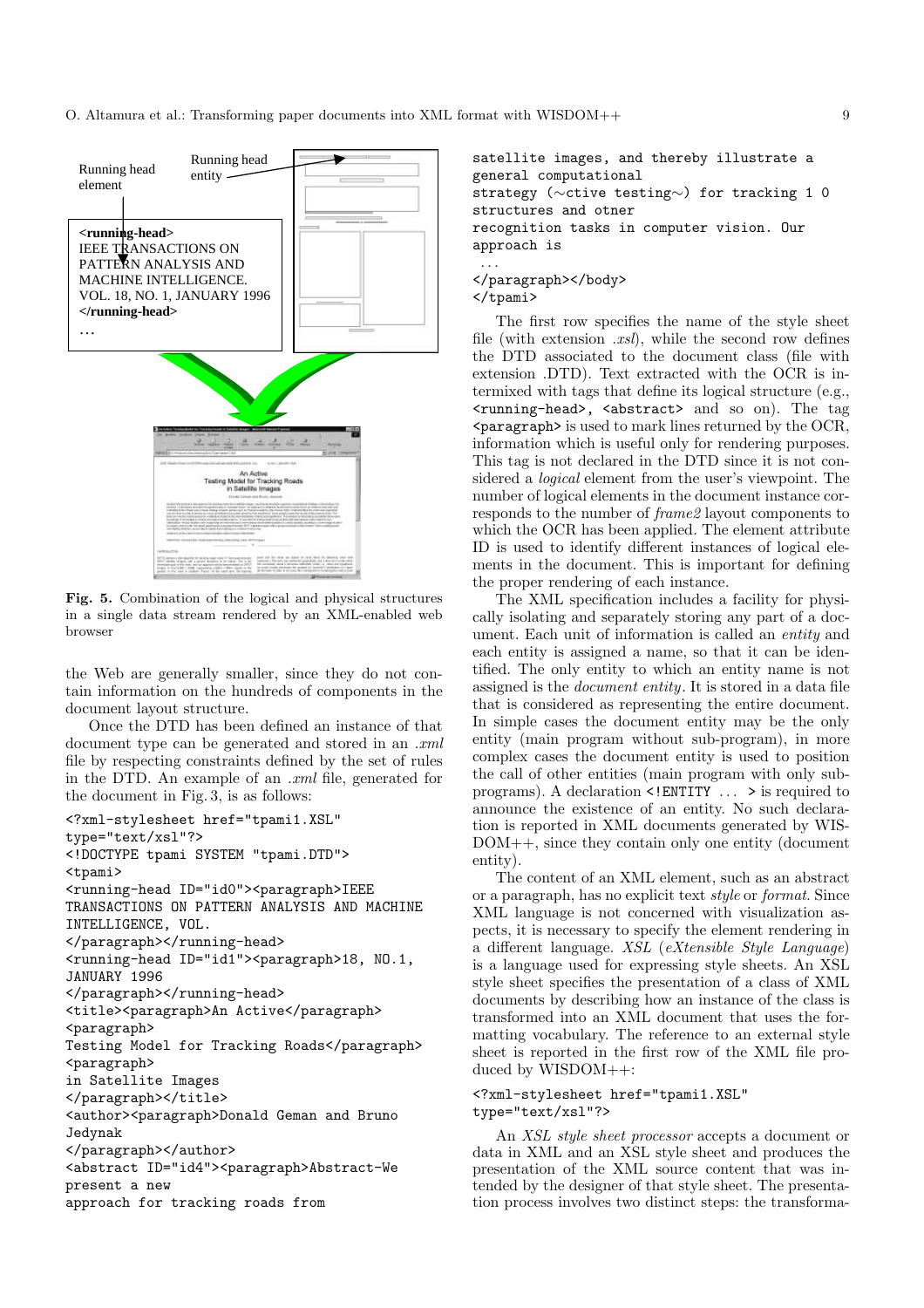Fig. 5. Combination of the logical and physical structures in a single data stream rendered by an XML-enabled web browser

the Web are generally smaller, since they do not contain information on the hundreds of components in the document layout structure.

Once the DTD has been defined an instance of that document type can be generated and stored in an *.xml* file by respecting constraints defined by the set of rules in the DTD. An example of an *.xml* file, generated for the document in Fig. 3, is as follows:

```
<?xml-stylesheet href="tpami1.XSL"
type="text/xsl"?>
<!DOCTYPE tpami SYSTEM "tpami.DTD">
<tpami>
<running-head ID="id0"><paragraph>IEEE
TRANSACTIONS ON PATTERN ANALYSIS AND MACHINE
INTELLIGENCE, VOL.
</paragraph></running-head>
<running-head ID="id1"><paragraph>18, NO.1,
JANUARY 1996
</paragraph></running-head>
<title><paragraph>An Active</paragraph>
<paragraph>
Testing Model for Tracking Roads</paragraph>
<paragraph>
in Satellite Images
</paragraph></title>
<author><paragraph>Donald Geman and Bruno
Jedynak
</paragraph></author>
<abstract ID="id4"><paragraph>Abstract-We
present a new
approach for tracking roads from
satellite images, and thereby illustrate a
general computational
strategy (~ctive testing~) for tracking 1 0
structures and otner
recognition tasks in computer vision. Our
approach is
...
</paragraph></body>
</tpami>
```

The first row specifies the name of the style sheet file (with extension *.xsl*), while the second row defines the DTD associated to the document class (file with extension .DTD). Text extracted with the OCR is intermixed with tags that define its logical structure (e.g., `<running-head>`, `<abstract>` and so on). The tag `<paragraph>` is used to mark lines returned by the OCR, information which is useful only for rendering purposes. This tag is not declared in the DTD since it is not considered a *logical* element from the user's viewpoint. The number of logical elements in the document instance corresponds to the number of *frame2* layout components to which the OCR has been applied. The element attribute ID is used to identify different instances of logical elements in the document. This is important for defining the proper rendering of each instance.

The XML specification includes a facility for physically isolating and separately storing any part of a document. Each unit of information is called an *entity* and each entity is assigned a name, so that it can be identified. The only entity to which an entity name is not assigned is the *document entity*. It is stored in a data file that is considered as representing the entire document. In simple cases the document entity may be the only entity (main program without sub-program), in more complex cases the document entity is used to position the call of other entities (main program with only subprograms). A declaration `<!ENTITY ... >` is required to announce the existence of an entity. No such declaration is reported in XML documents generated by WISDOM++, since they contain only one entity (document entity).

The content of an XML element, such as an abstract or a paragraph, has no explicit text *style* or *format*. Since XML language is not concerned with visualization aspects, it is necessary to specify the element rendering in a different language. *XSL* (*eXtensible Style Language*) is a language used for expressing style sheets. An XSL style sheet specifies the presentation of a class of XML documents by describing how an instance of the class is transformed into an XML document that uses the formatting vocabulary. The reference to an external style sheet is reported in the first row of the XML file produced by WISDOM++:

```
<?xml-stylesheet href="tpami1.XSL"
type="text/xsl"?>
```

An *XSL style sheet processor* accepts a document or data in XML and an XSL style sheet and produces the presentation of the XML source content that was intended by the designer of that style sheet. The presentation process involves two distinct steps: the transforma-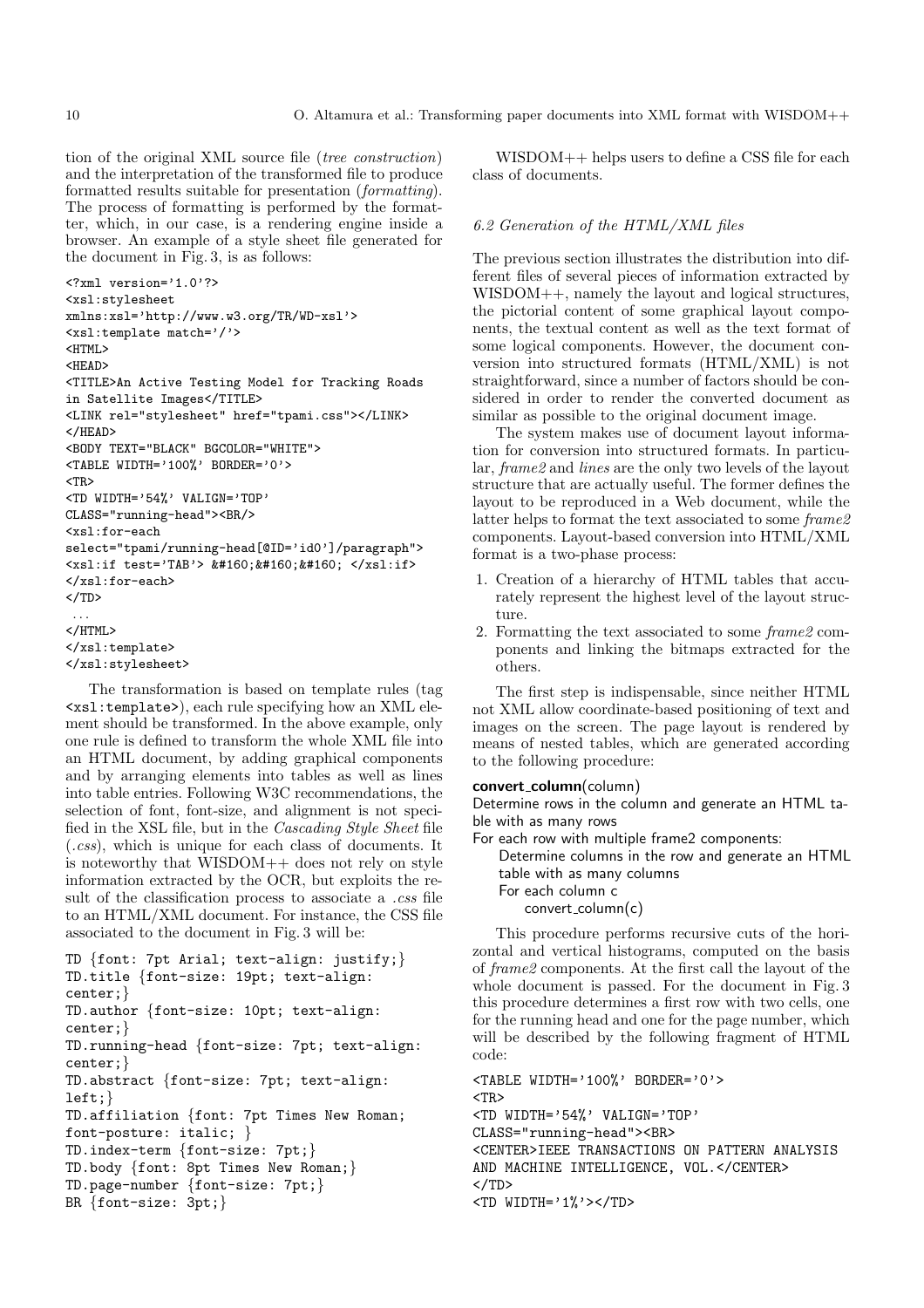tion of the original XML source file (*tree construction*) and the interpretation of the transformed file to produce formatted results suitable for presentation (*formatting*). The process of formatting is performed by the formatter, which, in our case, is a rendering engine inside a browser. An example of a style sheet file generated for the document in Fig. 3, is as follows:

```
<?xml version='1.0'?>
<xsl:stylesheet
xmlns:xsl='http://www.w3.org/TR/WD-xsl'>
<xsl:template match='/'>
<HTML>
<HEAD>
<TITLE>An Active Testing Model for Tracking Roads
in Satellite Images</TITLE>
<LINK rel="stylesheet" href="tpami.css"></LINK>
</HEAD>
<BODY TEXT="BLACK" BGCOLOR="WHITE">
<TABLE WIDTH='100%' BORDER='0'>
<TR>
<TD WIDTH='54%' VALIGN='TOP'
CLASS="running-head"><BR/>
<xsl:for-each
select="tpami/running-head[@ID='id0']/paragraph">
<xsl:if test='TAB'> &#160;&#160;&#160; </xsl:if>
</xsl:for-each>
</TD>
 ...
</HTML>
</xsl:template>
</xsl:stylesheet>
```

The transformation is based on template rules (tag `<xsl:template>`), each rule specifying how an XML element should be transformed. In the above example, only one rule is defined to transform the whole XML file into an HTML document, by adding graphical components and by arranging elements into tables as well as lines into table entries. Following W3C recommendations, the selection of font, font-size, and alignment is not specified in the XSL file, but in the *Cascading Style Sheet* file (*.css*), which is unique for each class of documents. It is noteworthy that WISDOM++ does not rely on style information extracted by the OCR, but exploits the result of the classification process to associate a *.css* file to an HTML/XML document. For instance, the CSS file associated to the document in Fig. 3 will be:

```
TD {font: 7pt Arial; text-align: justify;}
TD.title {font-size: 19pt; text-align:
center;}
TD.author {font-size: 10pt; text-align:
center;}
TD.running-head {font-size: 7pt; text-align:
center;}
TD.abstract {font-size: 7pt; text-align:
left;}
TD.affiliation {font: 7pt Times New Roman;
font-posture: italic; }
TD.index-term {font-size: 7pt;}
TD.body {font: 8pt Times New Roman;}
TD.page-number {font-size: 7pt;}
BR {font-size: 3pt;}
```

WISDOM++ helps users to define a CSS file for each class of documents.

### *6.2 Generation of the HTML/XML files*

The previous section illustrates the distribution into different files of several pieces of information extracted by WISDOM++, namely the layout and logical structures, the pictorial content of some graphical layout components, the textual content as well as the text format of some logical components. However, the document conversion into structured formats (HTML/XML) is not straightforward, since a number of factors should be considered in order to render the converted document as similar as possible to the original document image.

The system makes use of document layout information for conversion into structured formats. In particular, *frame2* and *lines* are the only two levels of the layout structure that are actually useful. The former defines the layout to be reproduced in a Web document, while the latter helps to format the text associated to some *frame2* components. Layout-based conversion into HTML/XML format is a two-phase process:

1. Creation of a hierarchy of HTML tables that accurately represent the highest level of the layout structure.
2. Formatting the text associated to some *frame2* components and linking the bitmaps extracted for the others.

The first step is indispensable, since neither HTML not XML allow coordinate-based positioning of text and images on the screen. The page layout is rendered by means of nested tables, which are generated according to the following procedure:

**convert_column**(column)
Determine rows in the column and generate an HTML table with as many rows
For each row with multiple frame2 components:
  Determine columns in the row and generate an HTML table with as many columns
  For each column c
    convert_column(c)

This procedure performs recursive cuts of the horizontal and vertical histograms, computed on the basis of *frame2* components. At the first call the layout of the whole document is passed. For the document in Fig. 3 this procedure determines a first row with two cells, one for the running head and one for the page number, which will be described by the following fragment of HTML code:

```
<TABLE WIDTH='100%' BORDER='0'>
<TR>
<TD WIDTH='54%' VALIGN='TOP'
CLASS="running-head"><BR>
<CENTER>IEEE TRANSACTIONS ON PATTERN ANALYSIS
AND MACHINE INTELLIGENCE, VOL.</CENTER>
</TD>
<TD WIDTH='1%'></TD>
```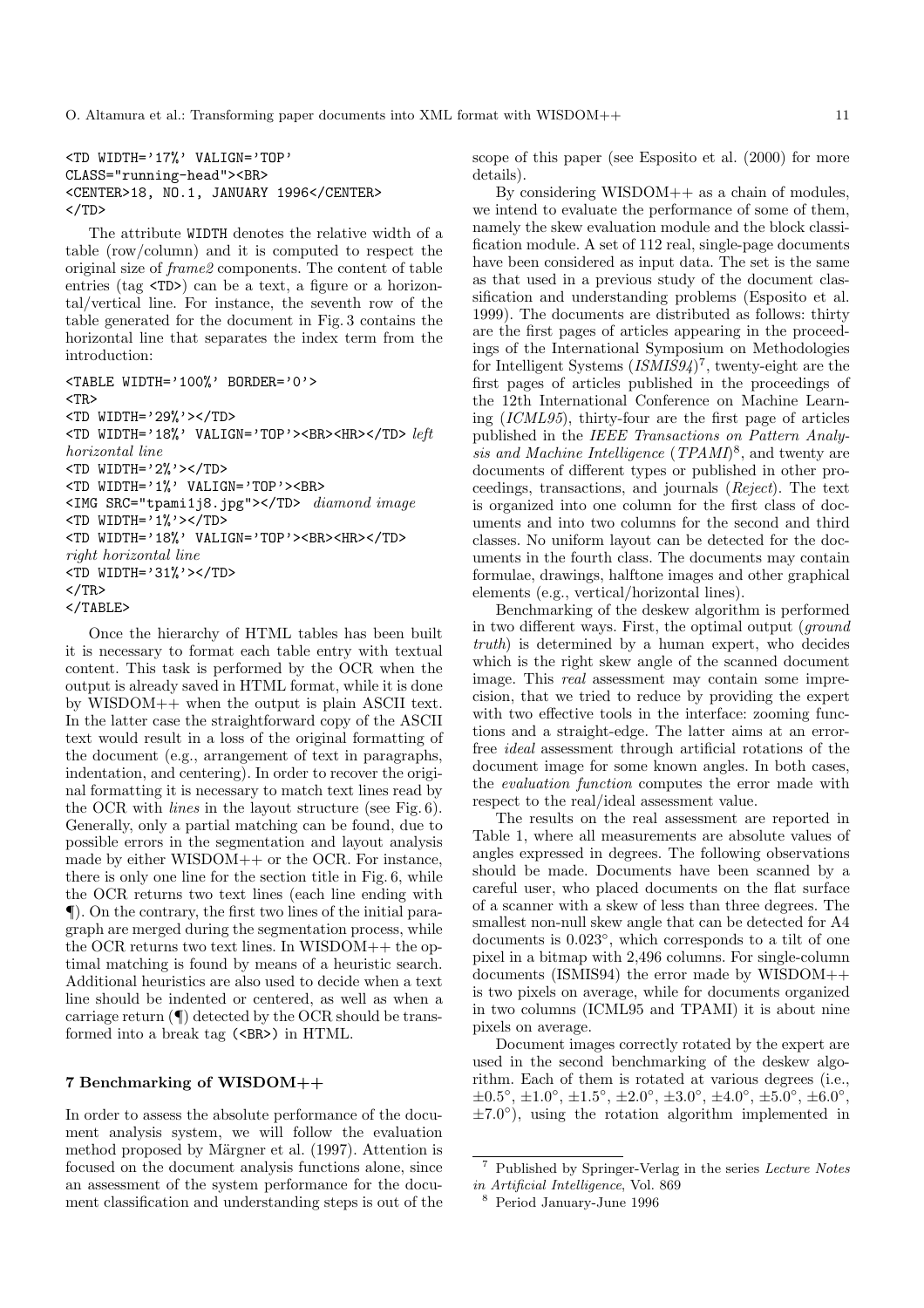```
<TD WIDTH='17%' VALIGN='TOP'
CLASS="running-head"><BR>
<CENTER>18, NO.1, JANUARY 1996</CENTER>
</TD>
```

The attribute WIDTH denotes the relative width of a table (row/column) and it is computed to respect the original size of *frame2* components. The content of table entries (tag <TD>) can be a text, a figure or a horizontal/vertical line. For instance, the seventh row of the table generated for the document in Fig. 3 contains the horizontal line that separates the index term from the introduction:

```
<TABLE WIDTH='100%' BORDER='0'>
<TR>
<TD WIDTH='29%'></TD>
<TD WIDTH='18%' VALIGN='TOP'><BR><HR></TD> left horizontal line
<TD WIDTH='2%'></TD>
<TD WIDTH='1%' VALIGN='TOP'><BR>
<IMG SRC="tpami1j8.jpg"></TD> diamond image
<TD WIDTH='1%'></TD>
<TD WIDTH='18%' VALIGN='TOP'><BR><HR></TD>
right horizontal line
<TD WIDTH='31%'></TD>
</TR>
</TABLE>
```

Once the hierarchy of HTML tables has been built it is necessary to format each table entry with textual content. This task is performed by the OCR when the output is already saved in HTML format, while it is done by WISDOM++ when the output is plain ASCII text. In the latter case the straightforward copy of the ASCII text would result in a loss of the original formatting of the document (e.g., arrangement of text in paragraphs, indentation, and centering). In order to recover the original formatting it is necessary to match text lines read by the OCR with *lines* in the layout structure (see Fig. 6). Generally, only a partial matching can be found, due to possible errors in the segmentation and layout analysis made by either WISDOM++ or the OCR. For instance, there is only one line for the section title in Fig. 6, while the OCR returns two text lines (each line ending with ¶). On the contrary, the first two lines of the initial paragraph are merged during the segmentation process, while the OCR returns two text lines. In WISDOM++ the optimal matching is found by means of a heuristic search. Additional heuristics are also used to decide when a text line should be indented or centered, as well as when a carriage return (¶) detected by the OCR should be transformed into a break tag (<BR>) in HTML.

## 7 Benchmarking of WISDOM++

In order to assess the absolute performance of the document analysis system, we will follow the evaluation method proposed by Märgner et al. (1997). Attention is focused on the document analysis functions alone, since an assessment of the system performance for the document classification and understanding steps is out of the scope of this paper (see Esposito et al. (2000) for more details).

By considering WISDOM++ as a chain of modules, we intend to evaluate the performance of some of them, namely the skew evaluation module and the block classification module. A set of 112 real, single-page documents have been considered as input data. The set is the same as that used in a previous study of the document classification and understanding problems (Esposito et al. 1999). The documents are distributed as follows: thirty are the first pages of articles appearing in the proceedings of the International Symposium on Methodologies for Intelligent Systems (*ISMIS94*)[7], twenty-eight are the first pages of articles published in the proceedings of the 12th International Conference on Machine Learning (*ICML95*), thirty-four are the first page of articles published in the *IEEE Transactions on Pattern Analysis and Machine Intelligence* (*TPAMI*)[8], and twenty are documents of different types or published in other proceedings, transactions, and journals (*Reject*). The text is organized into one column for the first class of documents and into two columns for the second and third classes. No uniform layout can be detected for the documents in the fourth class. The documents may contain formulae, drawings, halftone images and other graphical elements (e.g., vertical/horizontal lines).

Benchmarking of the deskew algorithm is performed in two different ways. First, the optimal output (*ground truth*) is determined by a human expert, who decides which is the right skew angle of the scanned document image. This *real* assessment may contain some imprecision, that we tried to reduce by providing the expert with two effective tools in the interface: zooming functions and a straight-edge. The latter aims at an error-free *ideal* assessment through artificial rotations of the document image for some known angles. In both cases, the *evaluation function* computes the error made with respect to the real/ideal assessment value.

The results on the real assessment are reported in Table 1, where all measurements are absolute values of angles expressed in degrees. The following observations should be made. Documents have been scanned by a careful user, who placed documents on the flat surface of a scanner with a skew of less than three degrees. The smallest non-null skew angle that can be detected for A4 documents is $0.023^\circ$, which corresponds to a tilt of one pixel in a bitmap with 2,496 columns. For single-column documents (ISMIS94) the error made by WISDOM++ is two pixels on average, while for documents organized in two columns (ICML95 and TPAMI) it is about nine pixels on average.

Document images correctly rotated by the expert are used in the second benchmarking of the deskew algorithm. Each of them is rotated at various degrees (i.e., $\pm 0.5^\circ$, $\pm 1.0^\circ$, $\pm 1.5^\circ$, $\pm 2.0^\circ$, $\pm 3.0^\circ$, $\pm 4.0^\circ$, $\pm 5.0^\circ$, $\pm 6.0^\circ$, $\pm 7.0^\circ$), using the rotation algorithm implemented in

[7] Published by Springer-Verlag in the series *Lecture Notes in Artificial Intelligence*, Vol. 869

[8] Period January-June 1996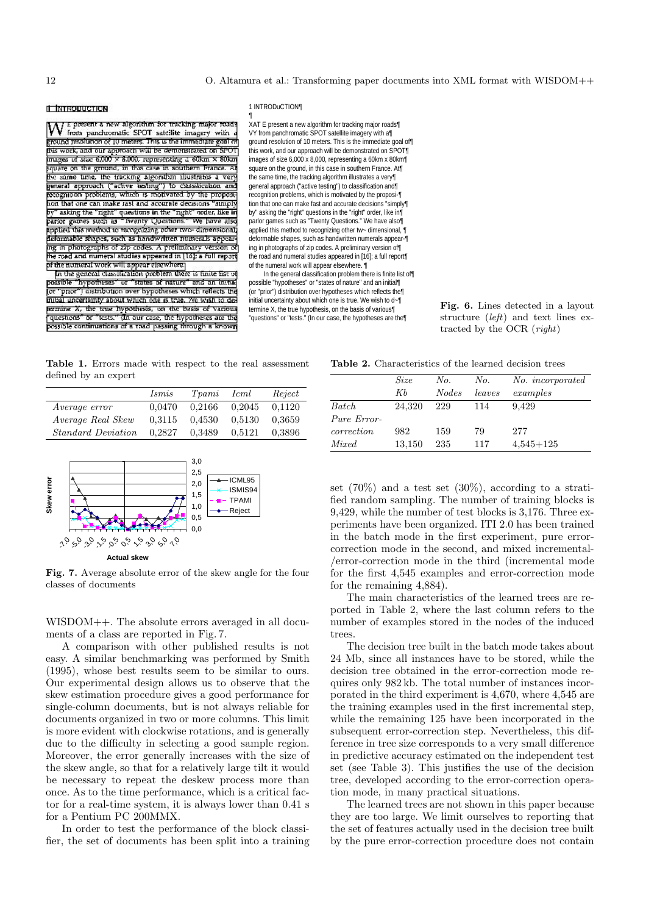Fig. 6. Lines detected in a layout structure (*left*) and text lines extracted by the OCR (*right*)

Table 1. Errors made with respect to the real assessment defined by an expert

| | *Ismis* | *Tpami* | *Icml* | *Reject* |
|---|---|---|---|---|
| *Average error* | 0,0470 | 0,2166 | 0,2045 | 0,1120 |
| *Average Real Skew* | 0,3115 | 0,4530 | 0,5130 | 0,3659 |
| *Standard Deviation* | 0,2827 | 0,3489 | 0,5121 | 0,3896 |

Fig. 7. Average absolute error of the skew angle for the four classes of documents

WISDOM++. The absolute errors averaged in all documents of a class are reported in Fig. 7.

A comparison with other published results is not easy. A similar benchmarking was performed by Smith (1995), whose best results seem to be similar to ours. Our experimental design allows us to observe that the skew estimation procedure gives a good performance for single-column documents, but is not always reliable for documents organized in two or more columns. This limit is more evident with clockwise rotations, and is generally due to the difficulty in selecting a good sample region. Moreover, the error generally increases with the size of the skew angle, so that for a relatively large tilt it would be necessary to repeat the deskew process more than once. As to the time performance, which is a critical factor for a real-time system, it is always lower than 0.41 s for a Pentium PC 200MMX.

In order to test the performance of the block classifier, the set of documents has been split into a training set (70%) and a test set (30%), according to a stratified random sampling. The number of training blocks is 9,429, while the number of test blocks is 3,176. Three experiments have been organized. ITI 2.0 has been trained in the batch mode in the first experiment, pure error-correction mode in the second, and mixed incremental-/error-correction mode in the third (incremental mode for the first 4,545 examples and error-correction mode for the remaining 4,884).

Table 2. Characteristics of the learned decision trees

| | *Size Kb* | *No. Nodes* | *No. leaves* | *No. incorporated examples* |
|---|---|---|---|---|
| *Batch* | 24,320 | 229 | 114 | 9,429 |
| *Pure Error-correction* | 982 | 159 | 79 | 277 |
| *Mixed* | 13,150 | 235 | 117 | 4,545+125 |

The main characteristics of the learned trees are reported in Table 2, where the last column refers to the number of examples stored in the nodes of the induced trees.

The decision tree built in the batch mode takes about 24 Mb, since all instances have to be stored, while the decision tree obtained in the error-correction mode requires only 982 kb. The total number of instances incorporated in the third experiment is 4,670, where 4,545 are the training examples used in the first incremental step, while the remaining 125 have been incorporated in the subsequent error-correction step. Nevertheless, this difference in tree size corresponds to a very small difference in predictive accuracy estimated on the independent test set (see Table 3). This justifies the use of the decision tree, developed according to the error-correction operation mode, in many practical situations.

The learned trees are not shown in this paper because they are too large. We limit ourselves to reporting that the set of features actually used in the decision tree built by the pure error-correction procedure does not contain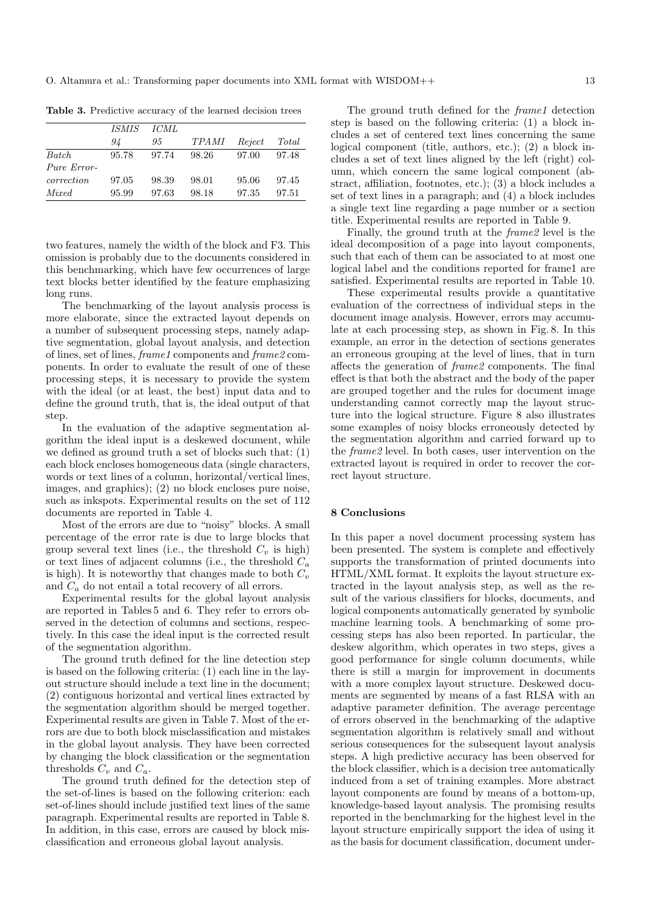**Table 3.** Predictive accuracy of the learned decision trees

| | *ISMIS 94* | *ICML 95* | *TPAMI* | *Reject* | *Total* |
|---|---|---|---|---|---|
| *Batch* | 95.78 | 97.74 | 98.26 | 97.00 | 97.48 |
| *Pure Error-correction* | 97.05 | 98.39 | 98.01 | 95.06 | 97.45 |
| *Mixed* | 95.99 | 97.63 | 98.18 | 97.35 | 97.51 |

two features, namely the width of the block and F3. This omission is probably due to the documents considered in this benchmarking, which have few occurrences of large text blocks better identified by the feature emphasizing long runs.

The benchmarking of the layout analysis process is more elaborate, since the extracted layout depends on a number of subsequent processing steps, namely adaptive segmentation, global layout analysis, and detection of lines, set of lines, *frame1* components and *frame2* components. In order to evaluate the result of one of these processing steps, it is necessary to provide the system with the ideal (or at least, the best) input data and to define the ground truth, that is, the ideal output of that step.

In the evaluation of the adaptive segmentation algorithm the ideal input is a deskewed document, while we defined as ground truth a set of blocks such that: (1) each block encloses homogeneous data (single characters, words or text lines of a column, horizontal/vertical lines, images, and graphics); (2) no block encloses pure noise, such as inkspots. Experimental results on the set of 112 documents are reported in Table 4.

Most of the errors are due to "noisy" blocks. A small percentage of the error rate is due to large blocks that group several text lines (i.e., the threshold $C_v$ is high) or text lines of adjacent columns (i.e., the threshold $C_a$ is high). It is noteworthy that changes made to both $C_v$ and $C_a$ do not entail a total recovery of all errors.

Experimental results for the global layout analysis are reported in Tables 5 and 6. They refer to errors observed in the detection of columns and sections, respectively. In this case the ideal input is the corrected result of the segmentation algorithm.

The ground truth defined for the line detection step is based on the following criteria: (1) each line in the layout structure should include a text line in the document; (2) contiguous horizontal and vertical lines extracted by the segmentation algorithm should be merged together. Experimental results are given in Table 7. Most of the errors are due to both block misclassification and mistakes in the global layout analysis. They have been corrected by changing the block classification or the segmentation thresholds $C_v$ and $C_a$.

The ground truth defined for the detection step of the set-of-lines is based on the following criterion: each set-of-lines should include justified text lines of the same paragraph. Experimental results are reported in Table 8. In addition, in this case, errors are caused by block misclassification and erroneous global layout analysis.

The ground truth defined for the *frame1* detection step is based on the following criteria: (1) a block includes a set of centered text lines concerning the same logical component (title, authors, etc.); (2) a block includes a set of text lines aligned by the left (right) column, which concern the same logical component (abstract, affiliation, footnotes, etc.); (3) a block includes a set of text lines in a paragraph; and (4) a block includes a single text line regarding a page number or a section title. Experimental results are reported in Table 9.

Finally, the ground truth at the *frame2* level is the ideal decomposition of a page into layout components, such that each of them can be associated to at most one logical label and the conditions reported for frame1 are satisfied. Experimental results are reported in Table 10.

These experimental results provide a quantitative evaluation of the correctness of individual steps in the document image analysis. However, errors may accumulate at each processing step, as shown in Fig. 8. In this example, an error in the detection of sections generates an erroneous grouping at the level of lines, that in turn affects the generation of *frame2* components. The final effect is that both the abstract and the body of the paper are grouped together and the rules for document image understanding cannot correctly map the layout structure into the logical structure. Figure 8 also illustrates some examples of noisy blocks erroneously detected by the segmentation algorithm and carried forward up to the *frame2* level. In both cases, user intervention on the extracted layout is required in order to recover the correct layout structure.

## 8 Conclusions

In this paper a novel document processing system has been presented. The system is complete and effectively supports the transformation of printed documents into HTML/XML format. It exploits the layout structure extracted in the layout analysis step, as well as the result of the various classifiers for blocks, documents, and logical components automatically generated by symbolic machine learning tools. A benchmarking of some processing steps has also been reported. In particular, the deskew algorithm, which operates in two steps, gives a good performance for single column documents, while there is still a margin for improvement in documents with a more complex layout structure. Deskewed documents are segmented by means of a fast RLSA with an adaptive parameter definition. The average percentage of errors observed in the benchmarking of the adaptive segmentation algorithm is relatively small and without serious consequences for the subsequent layout analysis steps. A high predictive accuracy has been observed for the block classifier, which is a decision tree automatically induced from a set of training examples. More abstract layout components are found by means of a bottom-up, knowledge-based layout analysis. The promising results reported in the benchmarking for the highest level in the layout structure empirically support the idea of using it as the basis for document classification, document under-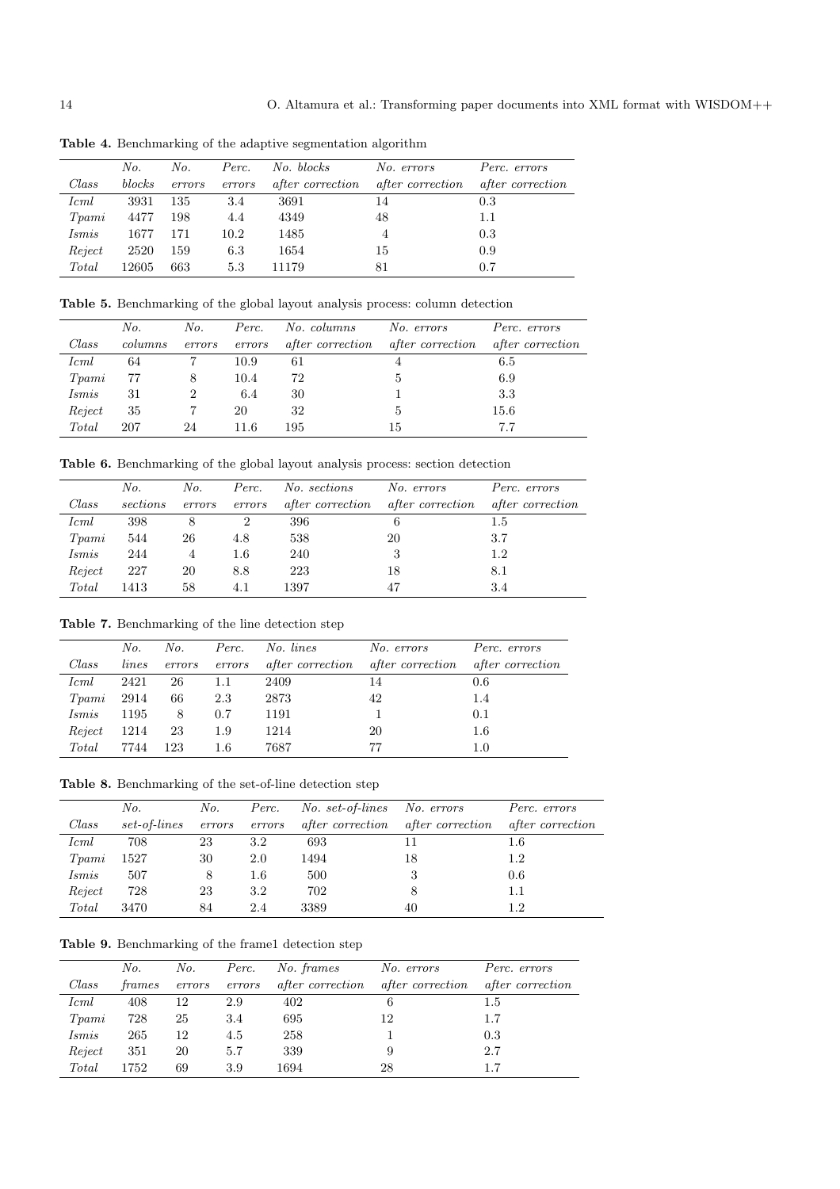**Table 4.** Benchmarking of the adaptive segmentation algorithm

| *Class* | *No. blocks* | *No. errors* | *Perc. errors* | *No. blocks after correction* | *No. errors after correction* | *Perc. errors after correction* |
|---|---|---|---|---|---|---|
| *Icml* | 3931 | 135 | 3.4 | 3691 | 14 | 0.3 |
| *Tpami* | 4477 | 198 | 4.4 | 4349 | 48 | 1.1 |
| *Ismis* | 1677 | 171 | 10.2 | 1485 | 4 | 0.3 |
| *Reject* | 2520 | 159 | 6.3 | 1654 | 15 | 0.9 |
| *Total* | 12605 | 663 | 5.3 | 11179 | 81 | 0.7 |

**Table 5.** Benchmarking of the global layout analysis process: column detection

| *Class* | *No. columns* | *No. errors* | *Perc. errors* | *No. columns after correction* | *No. errors after correction* | *Perc. errors after correction* |
|---|---|---|---|---|---|---|
| *Icml* | 64 | 7 | 10.9 | 61 | 4 | 6.5 |
| *Tpami* | 77 | 8 | 10.4 | 72 | 5 | 6.9 |
| *Ismis* | 31 | 2 | 6.4 | 30 | 1 | 3.3 |
| *Reject* | 35 | 7 | 20 | 32 | 5 | 15.6 |
| *Total* | 207 | 24 | 11.6 | 195 | 15 | 7.7 |

**Table 6.** Benchmarking of the global layout analysis process: section detection

| *Class* | *No. sections* | *No. errors* | *Perc. errors* | *No. sections after correction* | *No. errors after correction* | *Perc. errors after correction* |
|---|---|---|---|---|---|---|
| *Icml* | 398 | 8 | 2 | 396 | 6 | 1.5 |
| *Tpami* | 544 | 26 | 4.8 | 538 | 20 | 3.7 |
| *Ismis* | 244 | 4 | 1.6 | 240 | 3 | 1.2 |
| *Reject* | 227 | 20 | 8.8 | 223 | 18 | 8.1 |
| *Total* | 1413 | 58 | 4.1 | 1397 | 47 | 3.4 |

**Table 7.** Benchmarking of the line detection step

| *Class* | *No. lines* | *No. errors* | *Perc. errors* | *No. lines after correction* | *No. errors after correction* | *Perc. errors after correction* |
|---|---|---|---|---|---|---|
| *Icml* | 2421 | 26 | 1.1 | 2409 | 14 | 0.6 |
| *Tpami* | 2914 | 66 | 2.3 | 2873 | 42 | 1.4 |
| *Ismis* | 1195 | 8 | 0.7 | 1191 | 1 | 0.1 |
| *Reject* | 1214 | 23 | 1.9 | 1214 | 20 | 1.6 |
| *Total* | 7744 | 123 | 1.6 | 7687 | 77 | 1.0 |

**Table 8.** Benchmarking of the set-of-line detection step

| *Class* | *No. set-of-lines* | *No. errors* | *Perc. errors* | *No. set-of-lines after correction* | *No. errors after correction* | *Perc. errors after correction* |
|---|---|---|---|---|---|---|
| *Icml* | 708 | 23 | 3.2 | 693 | 11 | 1.6 |
| *Tpami* | 1527 | 30 | 2.0 | 1494 | 18 | 1.2 |
| *Ismis* | 507 | 8 | 1.6 | 500 | 3 | 0.6 |
| *Reject* | 728 | 23 | 3.2 | 702 | 8 | 1.1 |
| *Total* | 3470 | 84 | 2.4 | 3389 | 40 | 1.2 |

**Table 9.** Benchmarking of the frame1 detection step

| *Class* | *No. frames* | *No. errors* | *Perc. errors* | *No. frames after correction* | *No. errors after correction* | *Perc. errors after correction* |
|---|---|---|---|---|---|---|
| *Icml* | 408 | 12 | 2.9 | 402 | 6 | 1.5 |
| *Tpami* | 728 | 25 | 3.4 | 695 | 12 | 1.7 |
| *Ismis* | 265 | 12 | 4.5 | 258 | 1 | 0.3 |
| *Reject* | 351 | 20 | 5.7 | 339 | 9 | 2.7 |
| *Total* | 1752 | 69 | 3.9 | 1694 | 28 | 1.7 |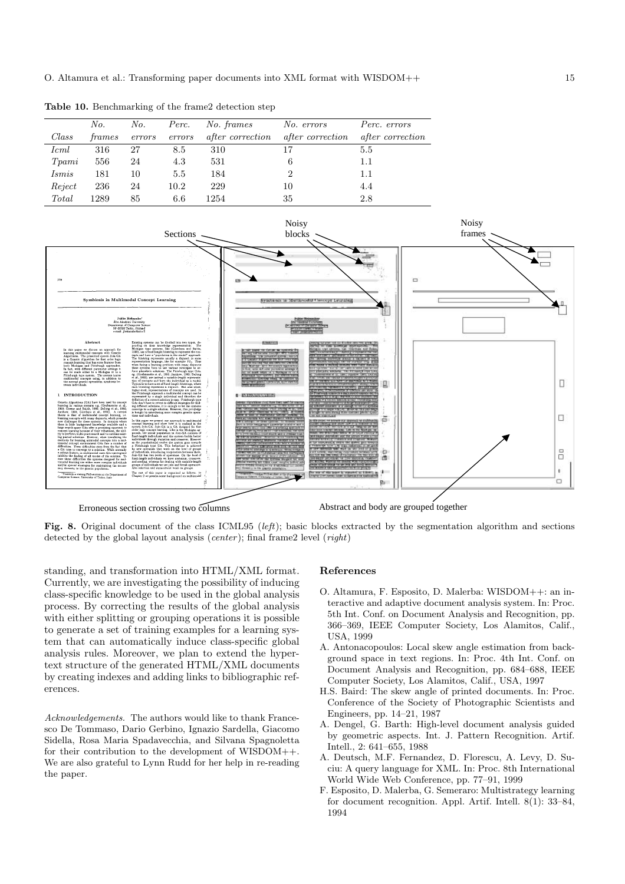**Table 10.** Benchmarking of the frame2 detection step

| *Class* | *No. frames* | *No. errors* | *Perc. errors* | *No. frames after correction* | *No. errors after correction* | *Perc. errors after correction* |
|---|---|---|---|---|---|---|
| *Icml* | 316 | 27 | 8.5 | 310 | 17 | 5.5 |
| *Tpami* | 556 | 24 | 4.3 | 531 | 6 | 1.1 |
| *Ismis* | 181 | 10 | 5.5 | 184 | 2 | 1.1 |
| *Reject* | 236 | 24 | 10.2 | 229 | 10 | 4.4 |
| *Total* | 1289 | 85 | 6.6 | 1254 | 35 | 2.8 |

**Fig. 8.** Original document of the class ICML95 (*left*); basic blocks extracted by the segmentation algorithm and sections detected by the global layout analysis (*center*); final frame2 level (*right*)

standing, and transformation into HTML/XML format. Currently, we are investigating the possibility of inducing class-specific knowledge to be used in the global analysis process. By correcting the results of the global analysis with either splitting or grouping operations it is possible to generate a set of training examples for a learning system that can automatically induce class-specific global analysis rules. Moreover, we plan to extend the hypertext structure of the generated HTML/XML documents by creating indexes and adding links to bibliographic references.

*Acknowledgements.* The authors would like to thank Francesco De Tommaso, Dario Gerbino, Ignazio Sardella, Giacomo Sidella, Rosa Maria Spadavecchia, and Silvana Spagnoletta for their contribution to the development of WISDOM++. We are also grateful to Lynn Rudd for her help in re-reading the paper.

## References

O. Altamura, F. Esposito, D. Malerba: WISDOM++: an interactive and adaptive document analysis system. In: Proc. 5th Int. Conf. on Document Analysis and Recognition, pp. 366–369, IEEE Computer Society, Los Alamitos, Calif., USA, 1999

A. Antonacopoulos: Local skew angle estimation from background space in text regions. In: Proc. 4th Int. Conf. on Document Analysis and Recognition, pp. 684–688, IEEE Computer Society, Los Alamitos, Calif., USA, 1997

H.S. Baird: The skew angle of printed documents. In: Proc. Conference of the Society of Photographic Scientists and Engineers, pp. 14–21, 1987

A. Dengel, G. Barth: High-level document analysis guided by geometric aspects. Int. J. Pattern Recognition. Artif. Intell., 2: 641–655, 1988

A. Deutsch, M.F. Fernandez, D. Florescu, A. Levy, D. Suciu: A query language for XML. In: Proc. 8th International World Wide Web Conference, pp. 77–91, 1999

F. Esposito, D. Malerba, G. Semeraro: Multistrategy learning for document recognition. Appl. Artif. Intell. 8(1): 33–84, 1994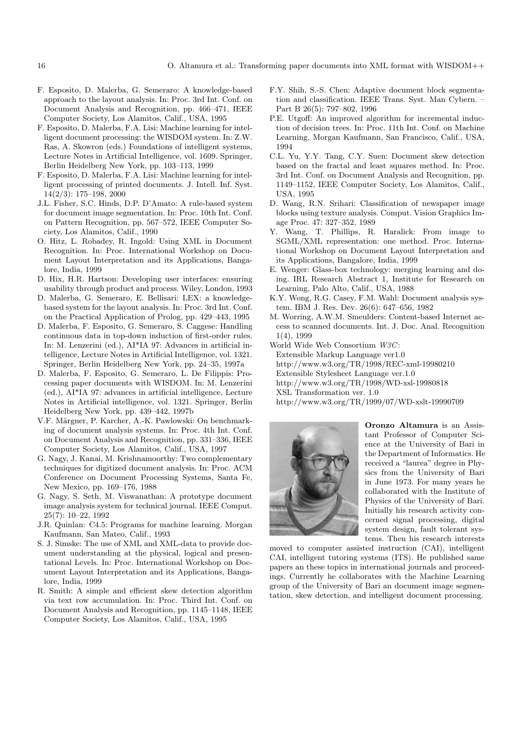F. Esposito, D. Malerba, G. Semeraro: A knowledge-based approach to the layout analysis. In: Proc. 3rd Int. Conf. on Document Analysis and Recognition, pp. 466–471, IEEE Computer Society, Los Alamitos, Calif., USA, 1995

F. Esposito, D. Malerba, F.A. Lisi: Machine learning for intelligent document processing: the WISDOM system. In: Z.W. Ras, A. Skowron (eds.) Foundations of intelligent systems, Lecture Notes in Artificial Intelligence, vol. 1609. Springer, Berlin Heidelberg New York, pp. 103–113, 1999

F. Esposito, D. Malerba, F.A. Lisi: Machine learning for intelligent processing of printed documents. J. Intell. Inf. Syst. 14(2/3): 175–198, 2000

J.L. Fisher, S.C. Hinds, D.P. D'Amato: A rule-based system for document image segmentation. In: Proc. 10th Int. Conf. on Pattern Recognition, pp. 567–572, IEEE Computer Society, Los Alamitos, Calif., 1990

O. Hitz, L. Robadey, R. Ingold: Using XML in Document Recognition. In: Proc. International Workshop on Document Layout Interpretation and its Applications, Bangalore, India, 1999

D. Hix, H.R. Hartson: Developing user interfaces: ensuring usability through product and process. Wiley, London, 1993

D. Malerba, G. Semeraro, E. Bellisari: LEX: a knowledge-based system for the layout analysis. In: Proc. 3rd Int. Conf. on the Practical Application of Prolog, pp. 429–443, 1995

D. Malerba, F. Esposito, G. Semeraro, S. Caggese: Handling continuous data in top-down induction of first-order rules. In: M. Lenzerini (ed.), AI*IA 97: Advances in artificial intelligence, Lecture Notes in Artificial Intelligence, vol. 1321. Springer, Berlin Heidelberg New York, pp. 24–35, 1997a

D. Malerba, F. Esposito, G. Semeraro, L. De Filippis: Processing paper documents with WISDOM. In: M. Lenzerini (ed.), AI*IA 97: advances in artificial intelligence, Lecture Notes in Artificial intelligence, vol. 1321. Springer, Berlin Heidelberg New York, pp. 439–442, 1997b

V.F. Märgner, P. Karcher, A.-K. Pawlowski: On benchmarking of document analysis systems. In: Proc. 4th Int. Conf. on Document Analysis and Recognition, pp. 331–336, IEEE Computer Society, Los Alamitos, Calif., USA, 1997

G. Nagy, J. Kanai, M. Krishnamoorthy: Two complementary techniques for digitized document analysis. In: Proc. ACM Conference on Document Processing Systems, Santa Fe, New Mexico, pp. 169–176, 1988

G. Nagy, S. Seth, M. Viswanathan: A prototype document image analysis system for technical journal. IEEE Comput. 25(7): 10–22, 1992

J.R. Quinlan: C4.5: Programs for machine learning. Morgan Kaufmann, San Mateo, Calif., 1993

S. J. Simske: The use of XML and XML-data to provide document understanding at the physical, logical and presentational Levels. In: Proc. International Workshop on Document Layout Interpretation and its Applications, Bangalore, India, 1999

R. Smith: A simple and efficient skew detection algorithm via text row accumulation. In: Proc. Third Int. Conf. on Document Analysis and Recognition, pp. 1145–1148, IEEE Computer Society, Los Alamitos, Calif., USA, 1995

F.Y. Shih, S.-S. Chen: Adaptive document block segmentation and classification. IEEE Trans. Syst. Man Cybern. – Part B 26(5): 797–802, 1996

P.E. Utgoff: An improved algorithm for incremental induction of decision trees. In: Proc. 11th Int. Conf. on Machine Learning, Morgan Kaufmann, San Francisco, Calif., USA, 1994

C.L. Yu, Y.Y. Tang, C.Y. Suen: Document skew detection based on the fractal and least squares method. In: Proc. 3rd Int. Conf. on Document Analysis and Recognition, pp. 1149–1152, IEEE Computer Society, Los Alamitos, Calif., USA, 1995

D. Wang, R.N. Srihari: Classification of newspaper image blocks using texture analysis. Comput. Vision Graphics Image Proc. 47: 327–352, 1989

Y. Wang, T. Phillips, R. Haralick: From image to SGML/XML representation: one method. Proc. International Workshop on Document Layout Interpretation and its Applications, Bangalore, India, 1999

E. Wenger: Glass-box technology: merging learning and doing. IRL Research Abstract 1, Institute for Research on Learning, Palo Alto, Calif., USA, 1988

K.Y. Wong, R.G. Casey, F.M. Wahl: Document analysis system. IBM J. Res. Dev. 26(6): 647–656, 1982

M. Worring, A.W.M. Smeulders: Content-based Internet access to scanned documents. Int. J. Doc. Anal. Recognition 1(4), 1999

World Wide Web Consortium *W3C*:
Extensible Markup Language ver1.0
http://www.w3.org/TR/1998/REC-xml-19980210
Extensible Stylesheet Language ver.1.0
http://www.w3.org/TR/1998/WD-xsl-19980818
XSL Transformation ver. 1.0
http://www.w3.org/TR/1999/07/WD-xslt-19990709

**Oronzo Altamura** is an Assistant Professor of Computer Science at the University of Bari in the Department of Informatics. He received a "laurea" degree in Physics from the University of Bari in June 1973. For many years he collaborated with the Institute of Physics of the University of Bari. Initially his research activity concerned signal processing, digital system design, fault tolerant systems. Then his research interests moved to computer assisted instruction (CAI), intelligent CAI, intelligent tutoring systems (ITS). He published same papers an these topics in international journals and proceedings. Currently he collaborates with the Machine Learning group of the University of Bari an document image segmentation, skew detection, and intelligent document processing.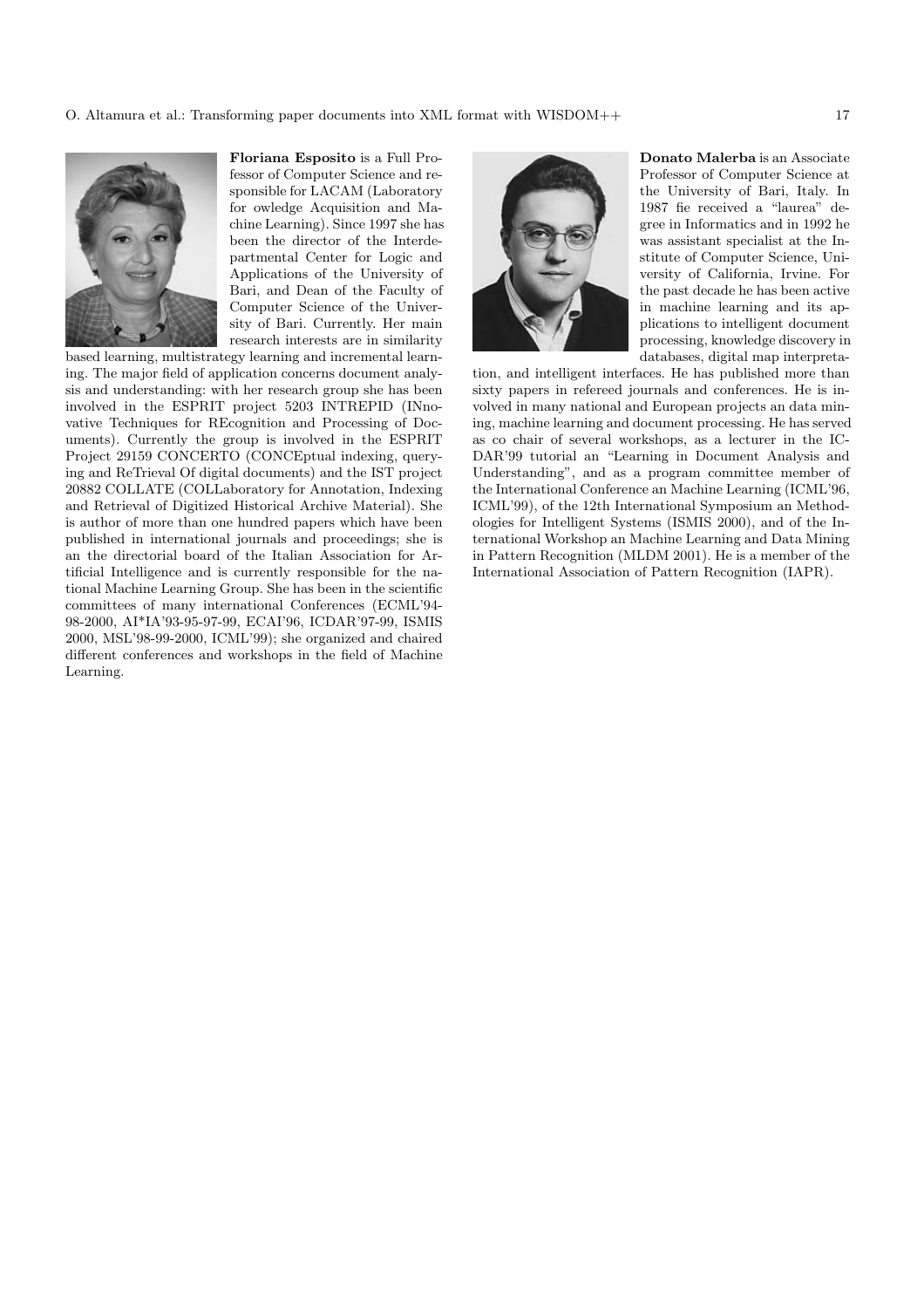**Floriana Esposito** is a Full Professor of Computer Science and responsible for LACAM (Laboratory for owledge Acquisition and Machine Learning). Since 1997 she has been the director of the Interdepartmental Center for Logic and Applications of the University of Bari, and Dean of the Faculty of Computer Science of the University of Bari. Currently. Her main research interests are in similarity based learning, multistrategy learning and incremental learning. The major field of application concerns document analysis and understanding: with her research group she has been involved in the ESPRIT project 5203 INTREPID (INnovative Techniques for REcognition and Processing of Documents). Currently the group is involved in the ESPRIT Project 29159 CONCERTO (CONCEptual indexing, querying and ReTrieval Of digital documents) and the IST project 20882 COLLATE (COLLaboratory for Annotation, Indexing and Retrieval of Digitized Historical Archive Material). She is author of more than one hundred papers which have been published in international journals and proceedings; she is an the directorial board of the Italian Association for Artificial Intelligence and is currently responsible for the national Machine Learning Group. She has been in the scientific committees of many international Conferences (ECML'94-98-2000, AI*IA'93-95-97-99, ECAI'96, ICDAR'97-99, ISMIS 2000, MSL'98-99-2000, ICML'99); she organized and chaired different conferences and workshops in the field of Machine Learning.

**Donato Malerba** is an Associate Professor of Computer Science at the University of Bari, Italy. In 1987 fie received a "laurea" degree in Informatics and in 1992 he was assistant specialist at the Institute of Computer Science, University of California, Irvine. For the past decade he has been active in machine learning and its applications to intelligent document processing, knowledge discovery in databases, digital map interpretation, and intelligent interfaces. He has published more than sixty papers in refereed journals and conferences. He is involved in many national and European projects an data mining, machine learning and document processing. He has served as co chair of several workshops, as a lecturer in the ICDAR'99 tutorial an "Learning in Document Analysis and Understanding", and as a program committee member of the International Conference an Machine Learning (ICML'96, ICML'99), of the 12th International Symposium an Methodologies for Intelligent Systems (ISMIS 2000), and of the International Workshop an Machine Learning and Data Mining in Pattern Recognition (MLDM 2001). He is a member of the International Association of Pattern Recognition (IAPR).